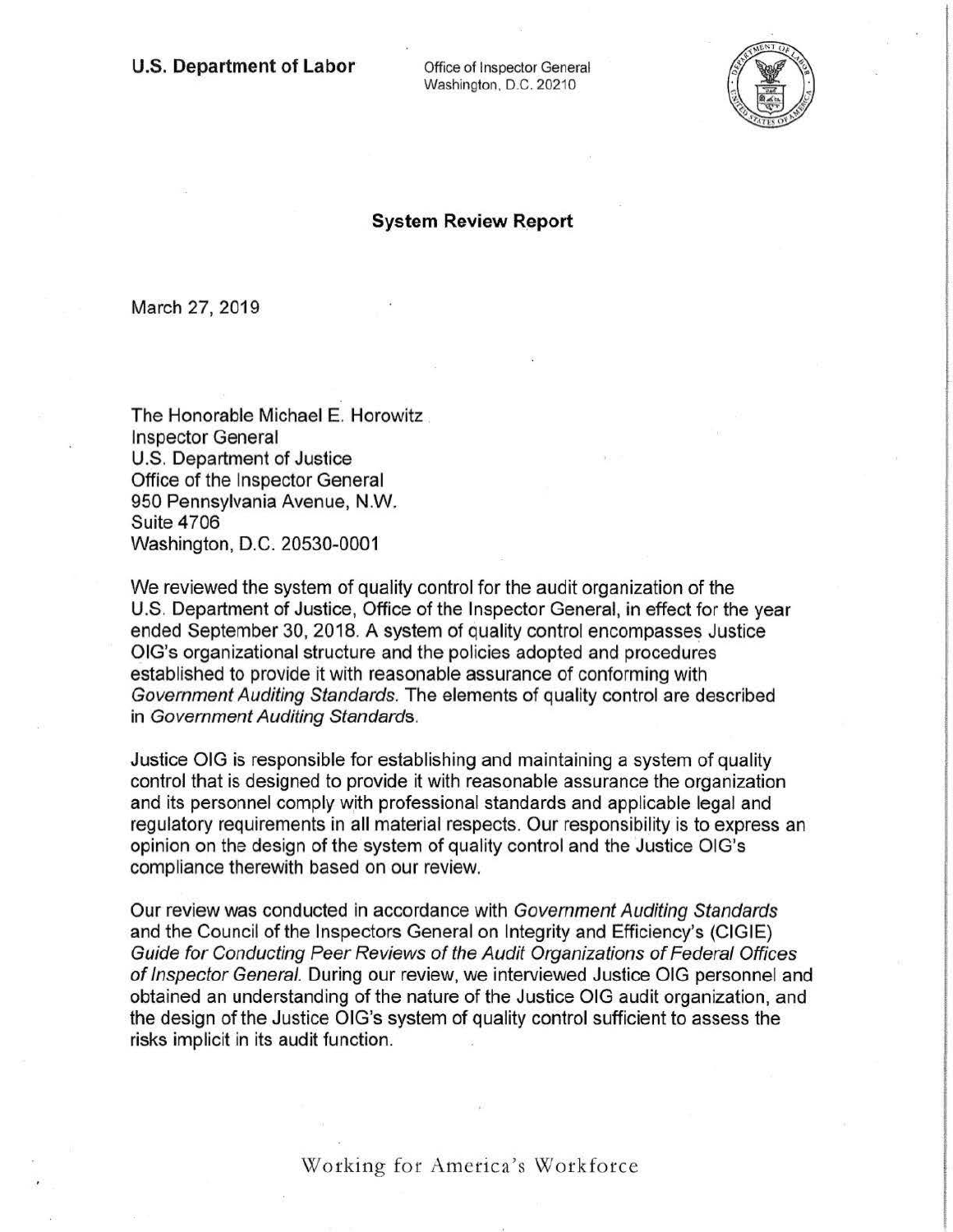**U.S. Department of Labor**

Office of Inspector General
Washington, D.C. 20210

## System Review Report

March 27, 2019

The Honorable Michael E. Horowitz
Inspector General
U.S. Department of Justice
Office of the Inspector General
950 Pennsylvania Avenue, N.W.
Suite 4706
Washington, D.C. 20530-0001

We reviewed the system of quality control for the audit organization of the U.S. Department of Justice, Office of the Inspector General, in effect for the year ended September 30, 2018. A system of quality control encompasses Justice OIG's organizational structure and the policies adopted and procedures established to provide it with reasonable assurance of conforming with *Government Auditing Standards*. The elements of quality control are described in *Government Auditing Standards*.

Justice OIG is responsible for establishing and maintaining a system of quality control that is designed to provide it with reasonable assurance the organization and its personnel comply with professional standards and applicable legal and regulatory requirements in all material respects. Our responsibility is to express an opinion on the design of the system of quality control and the Justice OIG's compliance therewith based on our review.

Our review was conducted in accordance with *Government Auditing Standards* and the Council of the Inspectors General on Integrity and Efficiency's (CIGIE) *Guide for Conducting Peer Reviews of the Audit Organizations of Federal Offices of Inspector General*. During our review, we interviewed Justice OIG personnel and obtained an understanding of the nature of the Justice OIG audit organization, and the design of the Justice OIG's system of quality control sufficient to assess the risks implicit in its audit function.

Working for America's Workforce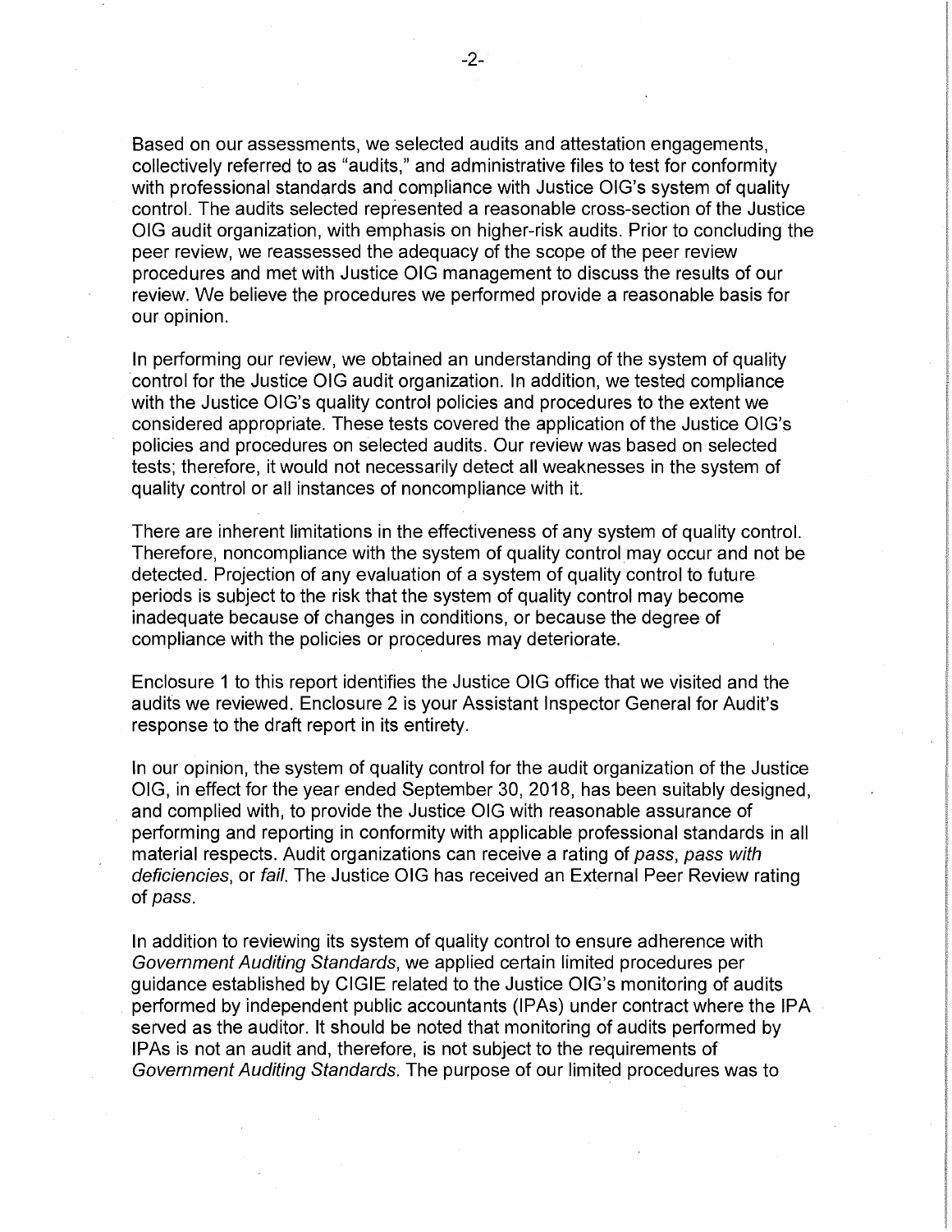Based on our assessments, we selected audits and attestation engagements, collectively referred to as "audits," and administrative files to test for conformity with professional standards and compliance with Justice OIG's system of quality control. The audits selected represented a reasonable cross-section of the Justice OIG audit organization, with emphasis on higher-risk audits. Prior to concluding the peer review, we reassessed the adequacy of the scope of the peer review procedures and met with Justice OIG management to discuss the results of our review. We believe the procedures we performed provide a reasonable basis for our opinion.

In performing our review, we obtained an understanding of the system of quality control for the Justice OIG audit organization. In addition, we tested compliance with the Justice OIG's quality control policies and procedures to the extent we considered appropriate. These tests covered the application of the Justice OIG's policies and procedures on selected audits. Our review was based on selected tests; therefore, it would not necessarily detect all weaknesses in the system of quality control or all instances of noncompliance with it.

There are inherent limitations in the effectiveness of any system of quality control. Therefore, noncompliance with the system of quality control may occur and not be detected. Projection of any evaluation of a system of quality control to future periods is subject to the risk that the system of quality control may become inadequate because of changes in conditions, or because the degree of compliance with the policies or procedures may deteriorate.

Enclosure 1 to this report identifies the Justice OIG office that we visited and the audits we reviewed. Enclosure 2 is your Assistant Inspector General for Audit's response to the draft report in its entirety.

In our opinion, the system of quality control for the audit organization of the Justice OIG, in effect for the year ended September 30, 2018, has been suitably designed, and complied with, to provide the Justice OIG with reasonable assurance of performing and reporting in conformity with applicable professional standards in all material respects. Audit organizations can receive a rating of *pass*, *pass with deficiencies*, or *fail*. The Justice OIG has received an External Peer Review rating of *pass*.

In addition to reviewing its system of quality control to ensure adherence with *Government Auditing Standards*, we applied certain limited procedures per guidance established by CIGIE related to the Justice OIG's monitoring of audits performed by independent public accountants (IPAs) under contract where the IPA served as the auditor. It should be noted that monitoring of audits performed by IPAs is not an audit and, therefore, is not subject to the requirements of *Government Auditing Standards*. The purpose of our limited procedures was to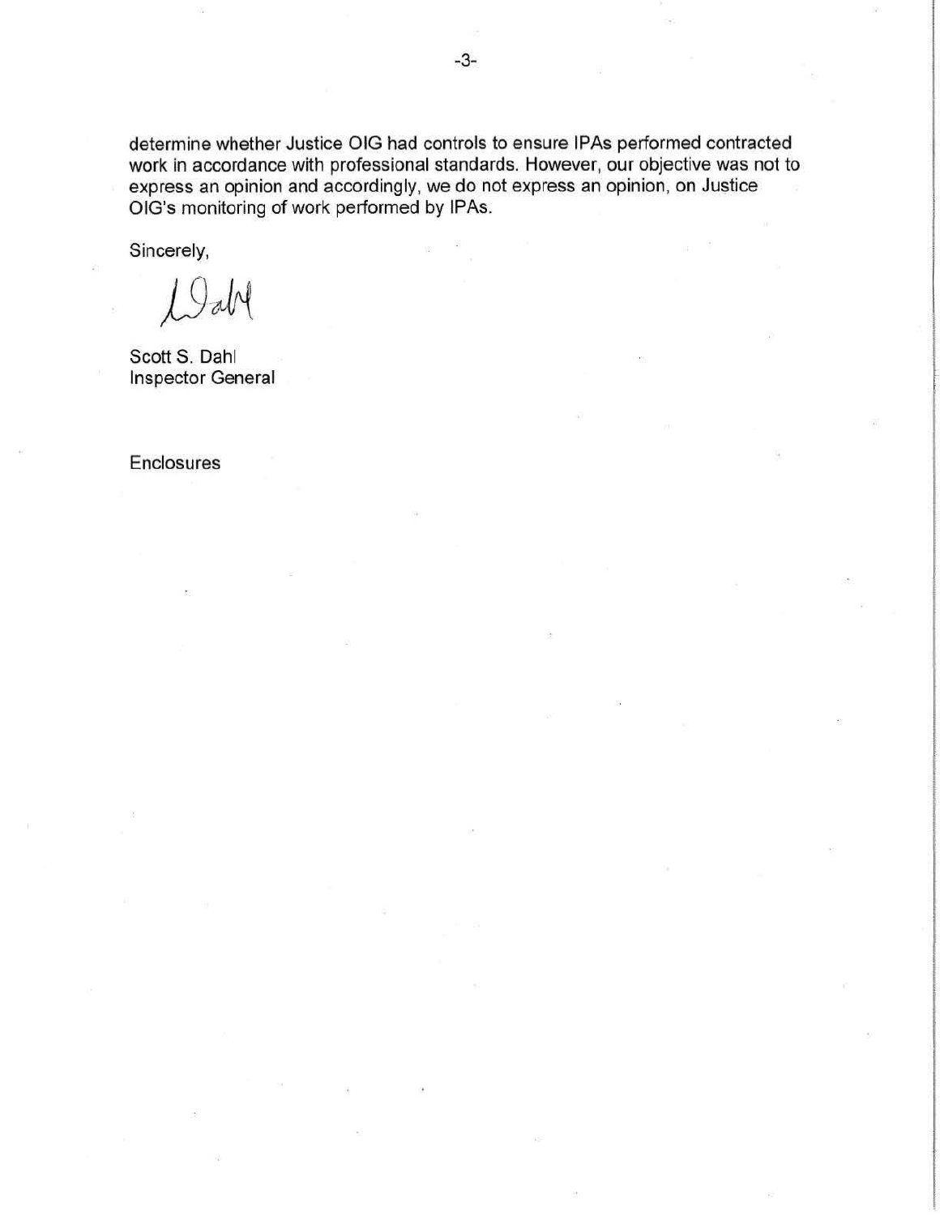determine whether Justice OIG had controls to ensure IPAs performed contracted work in accordance with professional standards. However, our objective was not to express an opinion and accordingly, we do not express an opinion, on Justice OIG's monitoring of work performed by IPAs.

Sincerely,

Scott S. Dahl
Inspector General

Enclosures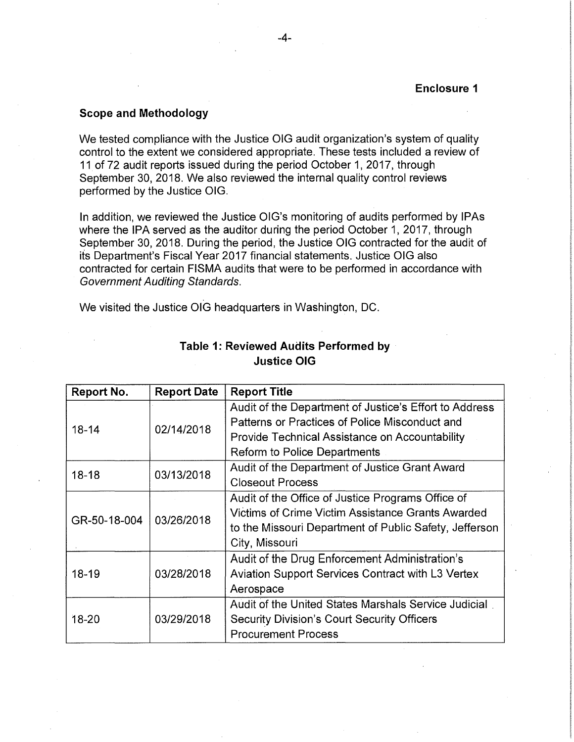**Enclosure 1**

### Scope and Methodology

We tested compliance with the Justice OIG audit organization's system of quality control to the extent we considered appropriate. These tests included a review of 11 of 72 audit reports issued during the period October 1, 2017, through September 30, 2018. We also reviewed the internal quality control reviews performed by the Justice OIG.

In addition, we reviewed the Justice OIG's monitoring of audits performed by IPAs where the IPA served as the auditor during the period October 1, 2017, through September 30, 2018. During the period, the Justice OIG contracted for the audit of its Department's Fiscal Year 2017 financial statements. Justice OIG also contracted for certain FISMA audits that were to be performed in accordance with *Government Auditing Standards*.

We visited the Justice OIG headquarters in Washington, DC.

**Table 1: Reviewed Audits Performed by Justice OIG**

| Report No. | Report Date | Report Title |
|---|---|---|
| 18-14 | 02/14/2018 | Audit of the Department of Justice's Effort to Address Patterns or Practices of Police Misconduct and Provide Technical Assistance on Accountability Reform to Police Departments |
| 18-18 | 03/13/2018 | Audit of the Department of Justice Grant Award Closeout Process |
| GR-50-18-004 | 03/26/2018 | Audit of the Office of Justice Programs Office of Victims of Crime Victim Assistance Grants Awarded to the Missouri Department of Public Safety, Jefferson City, Missouri |
| 18-19 | 03/28/2018 | Audit of the Drug Enforcement Administration's Aviation Support Services Contract with L3 Vertex Aerospace |
| 18-20 | 03/29/2018 | Audit of the United States Marshals Service Judicial Security Division's Court Security Officers Procurement Process |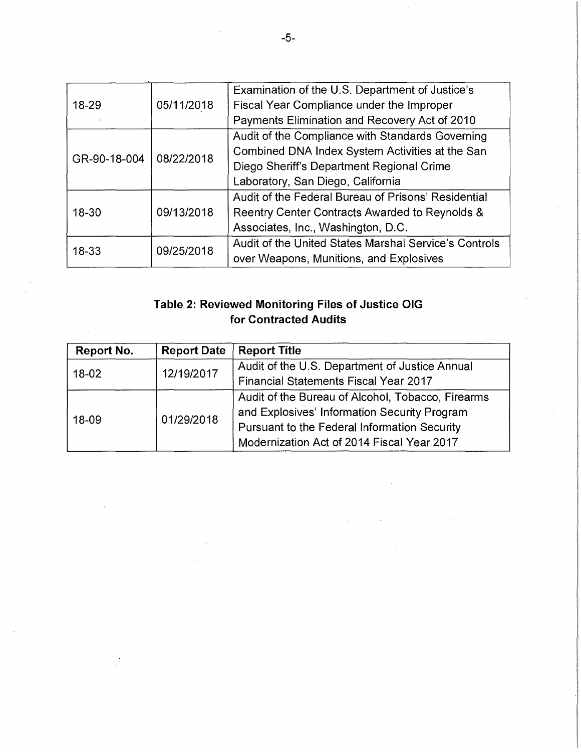| | | |
|---|---|---|
| 18-29 | 05/11/2018 | Examination of the U.S. Department of Justice's Fiscal Year Compliance under the Improper Payments Elimination and Recovery Act of 2010 |
| GR-90-18-004 | 08/22/2018 | Audit of the Compliance with Standards Governing Combined DNA Index System Activities at the San Diego Sheriff's Department Regional Crime Laboratory, San Diego, California |
| 18-30 | 09/13/2018 | Audit of the Federal Bureau of Prisons' Residential Reentry Center Contracts Awarded to Reynolds & Associates, Inc., Washington, D.C. |
| 18-33 | 09/25/2018 | Audit of the United States Marshal Service's Controls over Weapons, Munitions, and Explosives |

**Table 2: Reviewed Monitoring Files of Justice OIG for Contracted Audits**

| Report No. | Report Date | Report Title |
|---|---|---|
| 18-02 | 12/19/2017 | Audit of the U.S. Department of Justice Annual Financial Statements Fiscal Year 2017 |
| 18-09 | 01/29/2018 | Audit of the Bureau of Alcohol, Tobacco, Firearms and Explosives' Information Security Program Pursuant to the Federal Information Security Modernization Act of 2014 Fiscal Year 2017 |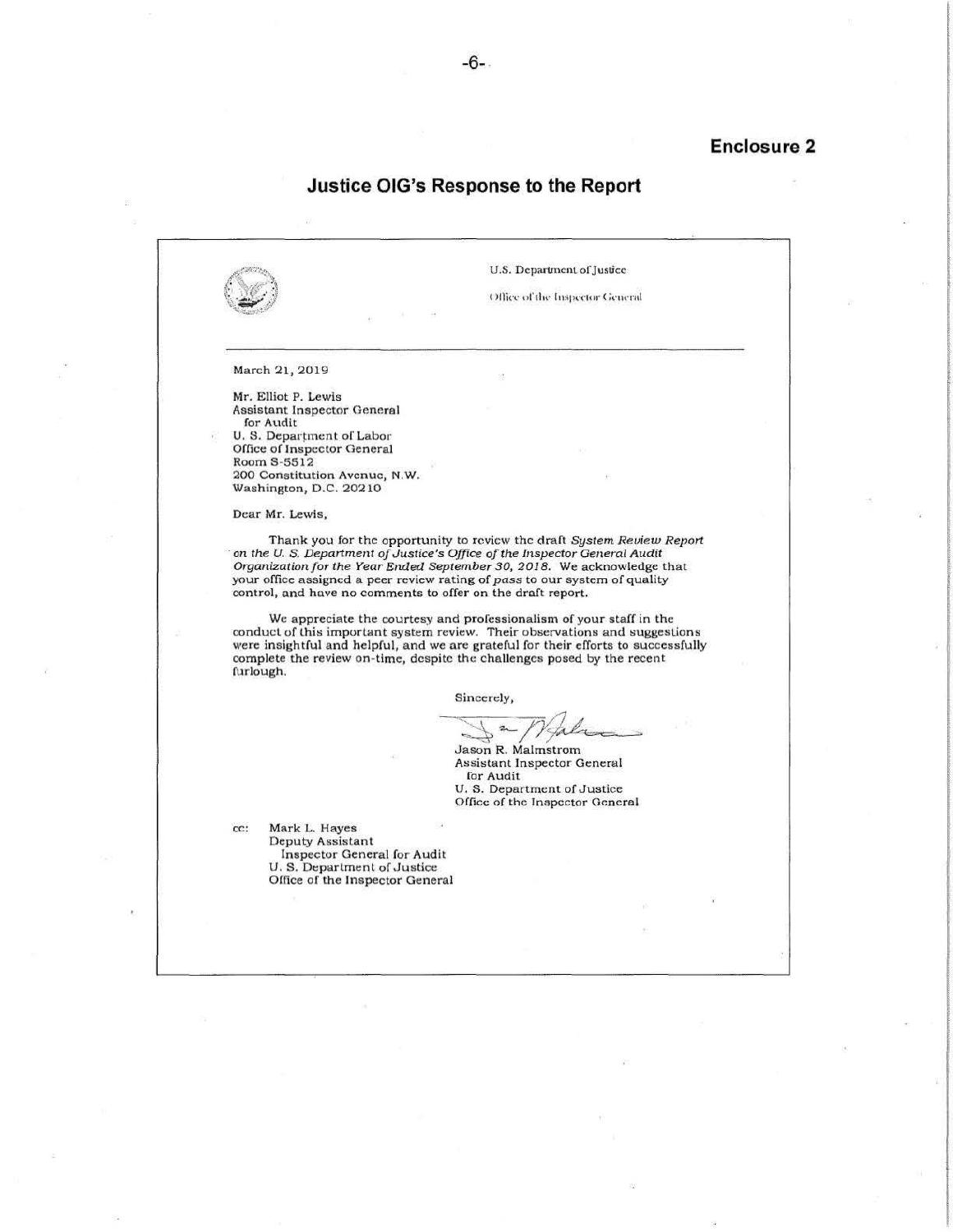**Enclosure 2**

## Justice OIG's Response to the Report

U.S. Department of Justice

Office of the Inspector General

March 21, 2019

Mr. Elliot P. Lewis
Assistant Inspector General
for Audit
U. S. Department of Labor
Office of Inspector General
Room S-5512
200 Constitution Avenue, N.W.
Washington, D.C. 20210

Dear Mr. Lewis,

Thank you for the opportunity to review the draft *System Review Report on the U. S. Department of Justice's Office of the Inspector General Audit Organization for the Year Ended September 30, 2018*. We acknowledge that your office assigned a peer review rating of *pass* to our system of quality control, and have no comments to offer on the draft report.

We appreciate the courtesy and professionalism of your staff in the conduct of this important system review. Their observations and suggestions were insightful and helpful, and we are grateful for their efforts to successfully complete the review on-time, despite the challenges posed by the recent furlough.

Sincerely,

Jason R. Malmstrom
Assistant Inspector General
for Audit
U. S. Department of Justice
Office of the Inspector General

cc: Mark L. Hayes
Deputy Assistant
Inspector General for Audit
U. S. Department of Justice
Office of the Inspector General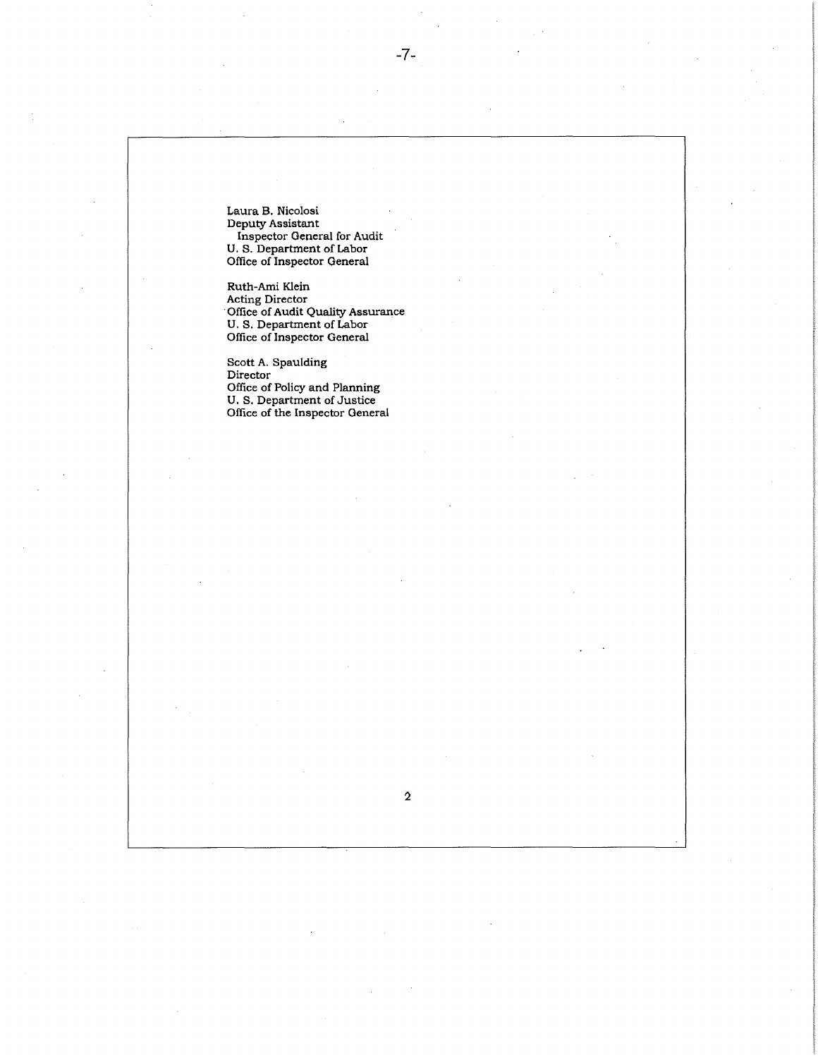Laura B. Nicolosi
Deputy Assistant
Inspector General for Audit
U. S. Department of Labor
Office of Inspector General

Ruth-Ami Klein
Acting Director
Office of Audit Quality Assurance
U. S. Department of Labor
Office of Inspector General

Scott A. Spaulding
Director
Office of Policy and Planning
U. S. Department of Justice
Office of the Inspector General